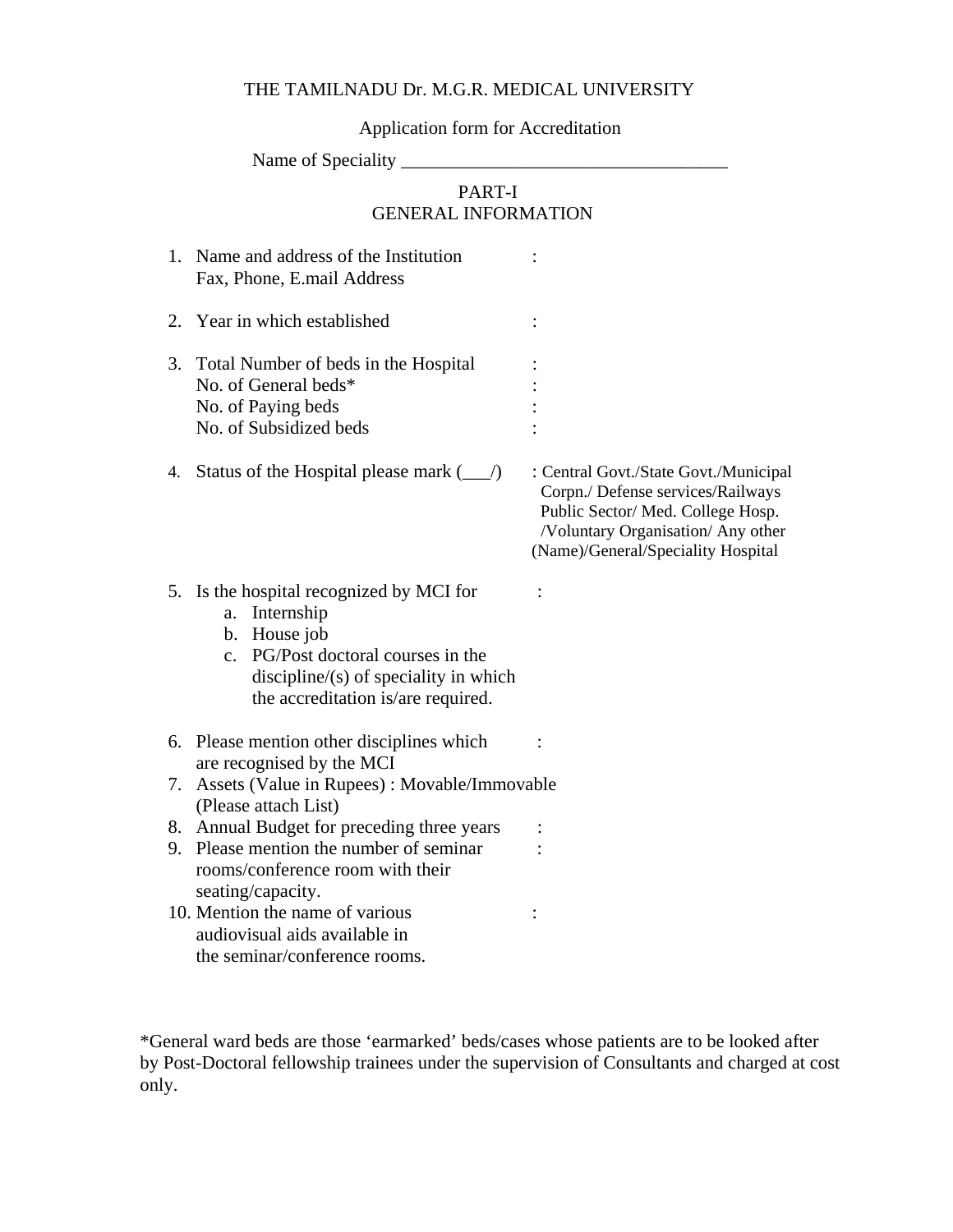# THE TAMILNADU Dr. M.G.R. MEDICAL UNIVERSITY

## Application form for Accreditation

Name of Speciality ___________________________________

## PART-I
## GENERAL INFORMATION

1. Name and address of the Institution :
   Fax, Phone, E.mail Address

2. Year in which established :

3. Total Number of beds in the Hospital :
   No. of General beds* :
   No. of Paying beds :
   No. of Subsidized beds :

4. Status of the Hospital please mark (___/) : Central Govt./State Govt./Municipal Corpn./ Defense services/Railways Public Sector/ Med. College Hosp. /Voluntary Organisation/ Any other (Name)/General/Speciality Hospital

5. Is the hospital recognized by MCI for :
   a. Internship
   b. House job
   c. PG/Post doctoral courses in the discipline/(s) of speciality in which the accreditation is/are required.

6. Please mention other disciplines which are recognised by the MCI :
7. Assets (Value in Rupees) : Movable/Immovable (Please attach List)
8. Annual Budget for preceding three years :
9. Please mention the number of seminar rooms/conference room with their seating/capacity. :
10. Mention the name of various audiovisual aids available in the seminar/conference rooms. :

*General ward beds are those 'earmarked' beds/cases whose patients are to be looked after by Post-Doctoral fellowship trainees under the supervision of Consultants and charged at cost only.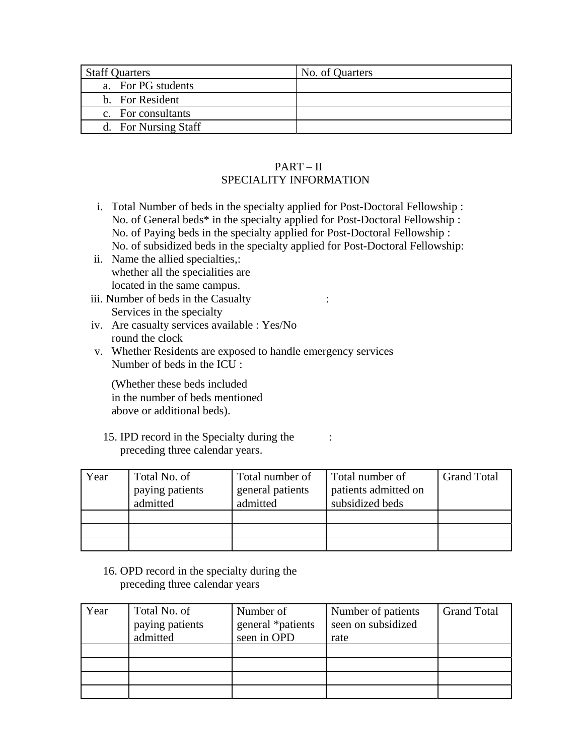| Staff Quarters | No. of Quarters |
|---|---|
| a. For PG students | |
| b. For Resident | |
| c. For consultants | |
| d. For Nursing Staff | |

## PART – II
## SPECIALITY INFORMATION

i. Total Number of beds in the specialty applied for Post-Doctoral Fellowship :
   No. of General beds* in the specialty applied for Post-Doctoral Fellowship :
   No. of Paying beds in the specialty applied for Post-Doctoral Fellowship :
   No. of subsidized beds in the specialty applied for Post-Doctoral Fellowship:

ii. Name the allied specialties,:
    whether all the specialities are
    located in the same campus.

iii. Number of beds in the Casualty :
     Services in the specialty

iv. Are casualty services available : Yes/No
    round the clock

v. Whether Residents are exposed to handle emergency services
   Number of beds in the ICU :

   (Whether these beds included
   in the number of beds mentioned
   above or additional beds).

15. IPD record in the Specialty during the :
    preceding three calendar years.

| Year | Total No. of paying patients admitted | Total number of general patients admitted | Total number of patients admitted on subsidized beds | Grand Total |
|---|---|---|---|---|
| | | | | |
| | | | | |
| | | | | |

16. OPD record in the specialty during the
    preceding three calendar years

| Year | Total No. of paying patients admitted | Number of general *patients seen in OPD | Number of patients seen on subsidized rate | Grand Total |
|---|---|---|---|---|
| | | | | |
| | | | | |
| | | | | |
| | | | | |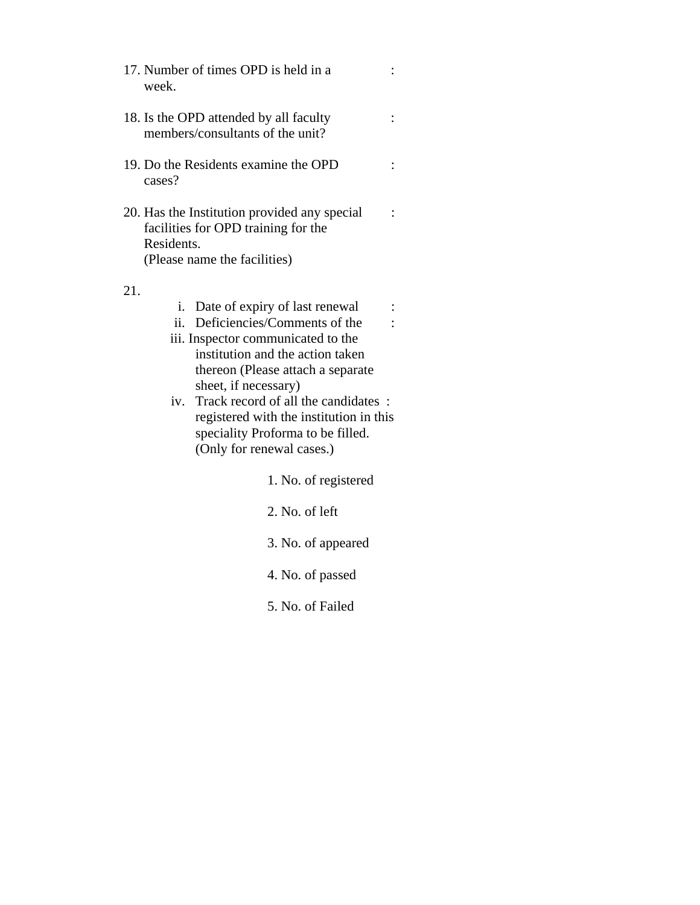17. Number of times OPD is held in a week. :

18. Is the OPD attended by all faculty members/consultants of the unit? :

19. Do the Residents examine the OPD cases? :

20. Has the Institution provided any special facilities for OPD training for the Residents. (Please name the facilities) :

21.
    i. Date of expiry of last renewal :
    ii. Deficiencies/Comments of the :
    iii. Inspector communicated to the institution and the action taken thereon (Please attach a separate sheet, if necessary)
    iv. Track record of all the candidates registered with the institution in this speciality Proforma to be filled. (Only for renewal cases.) :

        1. No. of registered

        2. No. of left

        3. No. of appeared

        4. No. of passed

        5. No. of Failed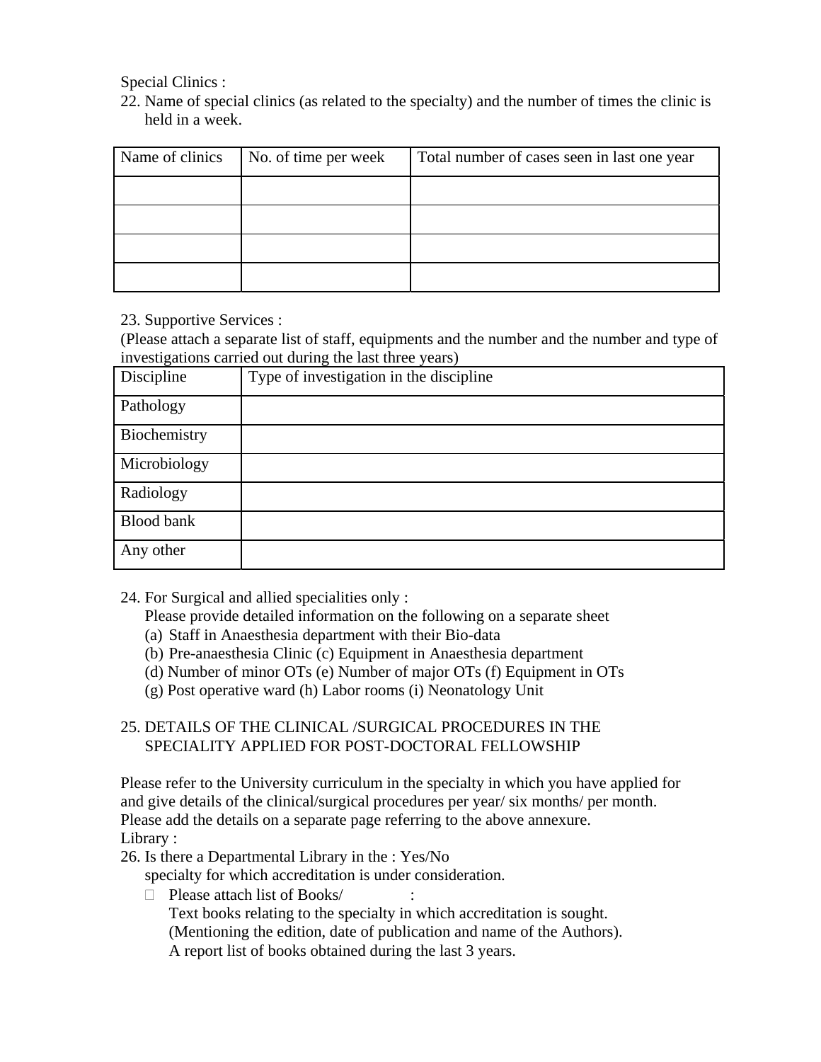Special Clinics :

22. Name of special clinics (as related to the specialty) and the number of times the clinic is held in a week.

| Name of clinics | No. of time per week | Total number of cases seen in last one year |
|---|---|---|
| | | |
| | | |
| | | |
| | | |

23. Supportive Services :

(Please attach a separate list of staff, equipments and the number and the number and type of investigations carried out during the last three years)

| Discipline | Type of investigation in the discipline |
|---|---|
| Pathology | |
| Biochemistry | |
| Microbiology | |
| Radiology | |
| Blood bank | |
| Any other | |

24. For Surgical and allied specialities only :

    Please provide detailed information on the following on a separate sheet

    (a) Staff in Anaesthesia department with their Bio-data
    (b) Pre-anaesthesia Clinic (c) Equipment in Anaesthesia department
    (d) Number of minor OTs (e) Number of major OTs (f) Equipment in OTs
    (g) Post operative ward (h) Labor rooms (i) Neonatology Unit

25. DETAILS OF THE CLINICAL /SURGICAL PROCEDURES IN THE SPECIALITY APPLIED FOR POST-DOCTORAL FELLOWSHIP

Please refer to the University curriculum in the specialty in which you have applied for and give details of the clinical/surgical procedures per year/ six months/ per month. Please add the details on a separate page referring to the above annexure.

Library :

26. Is there a Departmental Library in the : Yes/No
    specialty for which accreditation is under consideration.

    - Please attach list of Books/ :
      Text books relating to the specialty in which accreditation is sought.
      (Mentioning the edition, date of publication and name of the Authors).
      A report list of books obtained during the last 3 years.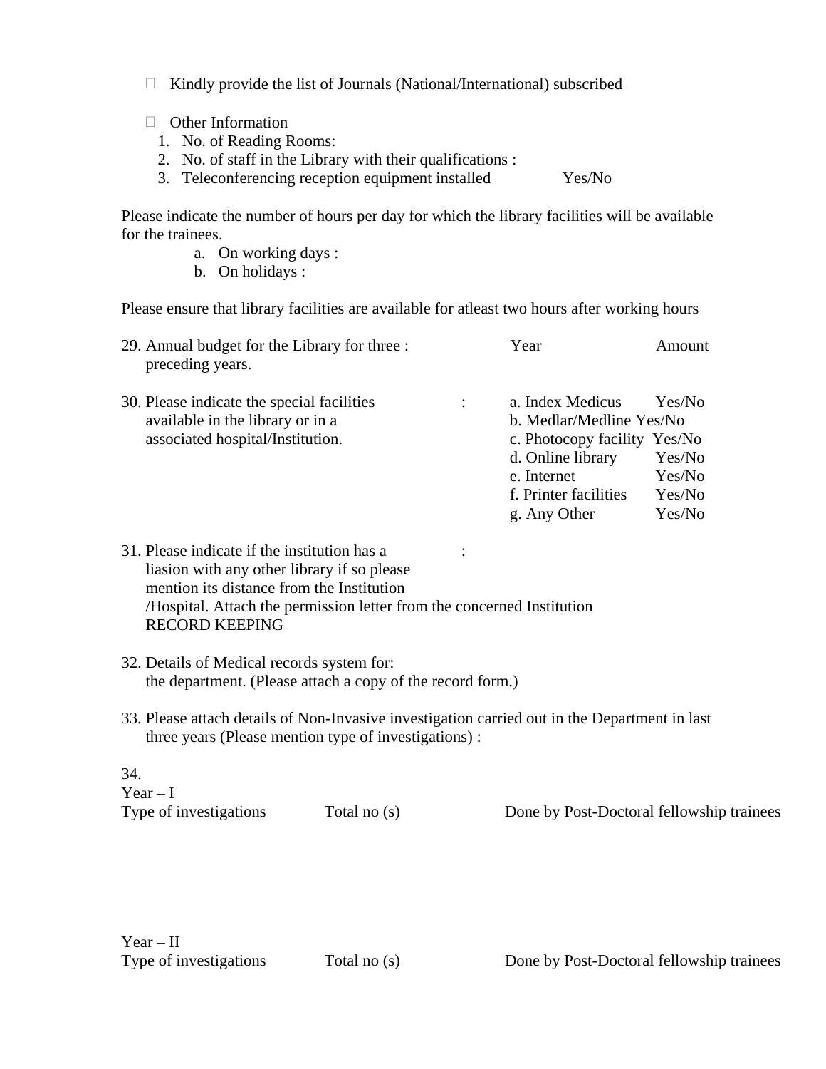- Kindly provide the list of Journals (National/International) subscribed

- Other Information
  1. No. of Reading Rooms:
  2. No. of staff in the Library with their qualifications :
  3. Teleconferencing reception equipment installed Yes/No

Please indicate the number of hours per day for which the library facilities will be available for the trainees.

a. On working days :
b. On holidays :

Please ensure that library facilities are available for atleast two hours after working hours

29. Annual budget for the Library for three preceding years. :

| Year | Amount |
|---|---|

30. Please indicate the special facilities available in the library or in a associated hospital/Institution. :

| | |
|---|---|
| a. Index Medicus | Yes/No |
| b. Medlar/Medline | Yes/No |
| c. Photocopy facility | Yes/No |
| d. Online library | Yes/No |
| e. Internet | Yes/No |
| f. Printer facilities | Yes/No |
| g. Any Other | Yes/No |

31. Please indicate if the institution has a liasion with any other library if so please mention its distance from the Institution /Hospital. Attach the permission letter from the concerned Institution :

RECORD KEEPING

32. Details of Medical records system for: the department. (Please attach a copy of the record form.)

33. Please attach details of Non-Invasive investigation carried out in the Department in last three years (Please mention type of investigations) :

34.

Year – I

| Type of investigations | Total no (s) | Done by Post-Doctoral fellowship trainees |
|---|---|---|
| | | |

Year – II

| Type of investigations | Total no (s) | Done by Post-Doctoral fellowship trainees |
|---|---|---|
| | | |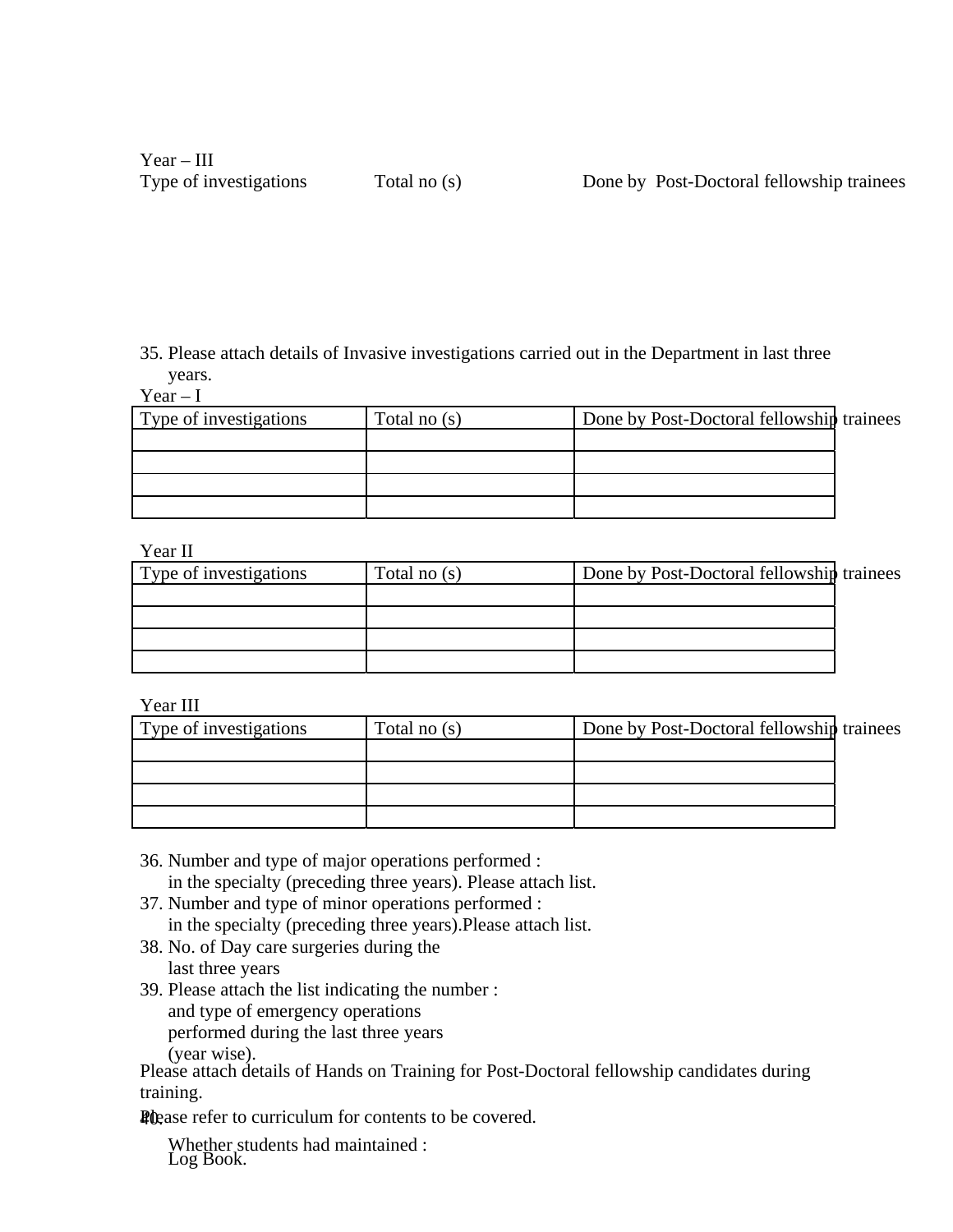Year – III

| Type of investigations | Total no (s) | Done by Post-Doctoral fellowship trainees |
|---|---|---|

35. Please attach details of Invasive investigations carried out in the Department in last three years.

Year – I

| Type of investigations | Total no (s) | Done by Post-Doctoral fellowship trainees |
|---|---|---|
| | | |
| | | |
| | | |
| | | |

Year II

| Type of investigations | Total no (s) | Done by Post-Doctoral fellowship trainees |
|---|---|---|
| | | |
| | | |
| | | |
| | | |

Year III

| Type of investigations | Total no (s) | Done by Post-Doctoral fellowship trainees |
|---|---|---|
| | | |
| | | |
| | | |
| | | |

36. Number and type of major operations performed : in the specialty (preceding three years). Please attach list.
37. Number and type of minor operations performed : in the specialty (preceding three years).Please attach list.
38. No. of Day care surgeries during the last three years
39. Please attach the list indicating the number : and type of emergency operations performed during the last three years (year wise).

Please attach details of Hands on Training for Post-Doctoral fellowship candidates during training.

Please refer to curriculum for contents to be covered.

40. Whether students had maintained : Log Book.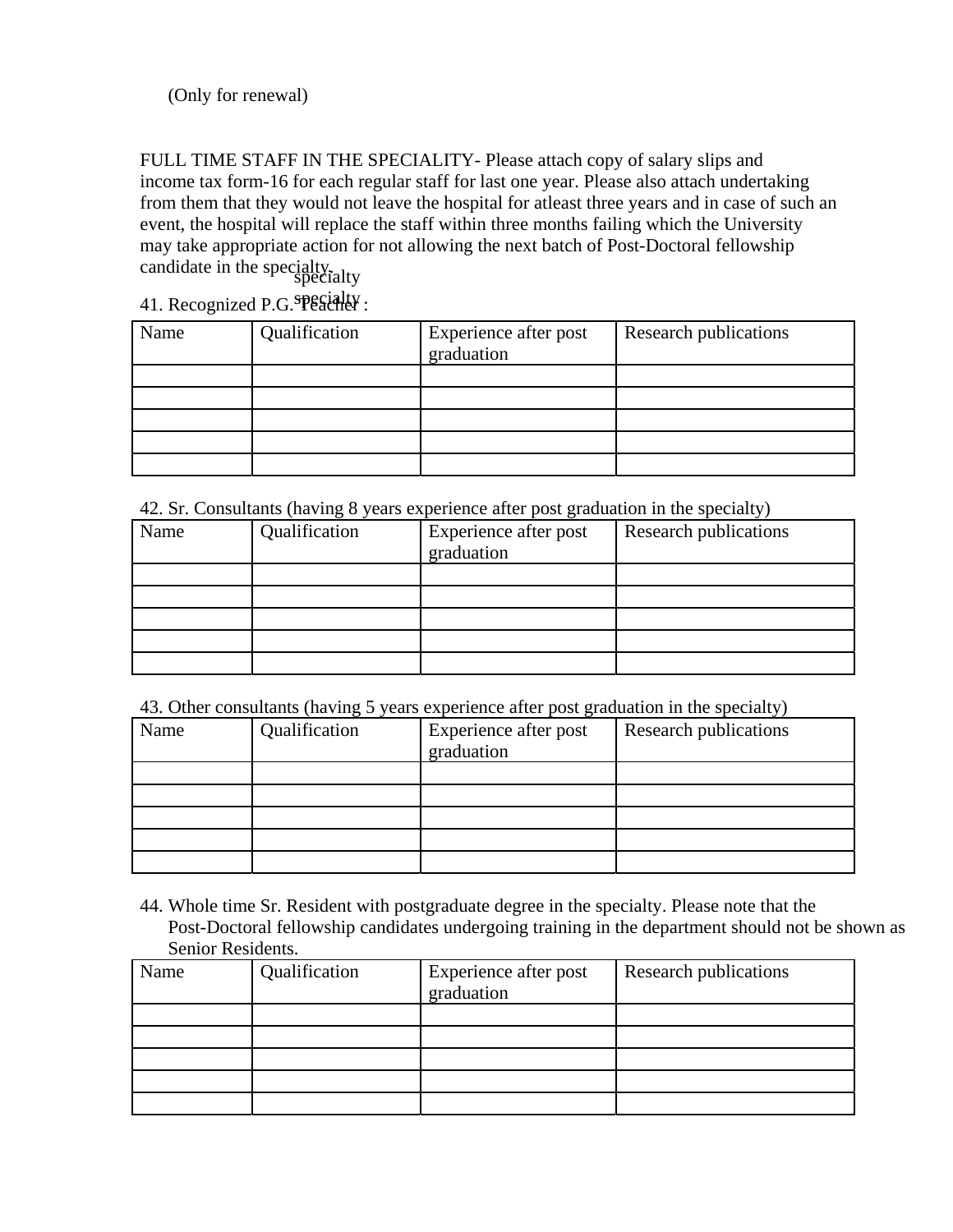(Only for renewal)

FULL TIME STAFF IN THE SPECIALITY- Please attach copy of salary slips and income tax form-16 for each regular staff for last one year. Please also attach undertaking from them that they would not leave the hospital for atleast three years and in case of such an event, the hospital will replace the staff within three months failing which the University may take appropriate action for not allowing the next batch of Post-Doctoral fellowship candidate in the specialty.

41. Recognized P.G. Teacher :

| Name | Qualification | Experience after post graduation | Research publications |
|---|---|---|---|
| | | | |
| | | | |
| | | | |
| | | | |
| | | | |

42. Sr. Consultants (having 8 years experience after post graduation in the specialty)

| Name | Qualification | Experience after post graduation | Research publications |
|---|---|---|---|
| | | | |
| | | | |
| | | | |
| | | | |
| | | | |

43. Other consultants (having 5 years experience after post graduation in the specialty)

| Name | Qualification | Experience after post graduation | Research publications |
|---|---|---|---|
| | | | |
| | | | |
| | | | |
| | | | |
| | | | |

44. Whole time Sr. Resident with postgraduate degree in the specialty. Please note that the Post-Doctoral fellowship candidates undergoing training in the department should not be shown as Senior Residents.

| Name | Qualification | Experience after post graduation | Research publications |
|---|---|---|---|
| | | | |
| | | | |
| | | | |
| | | | |
| | | | |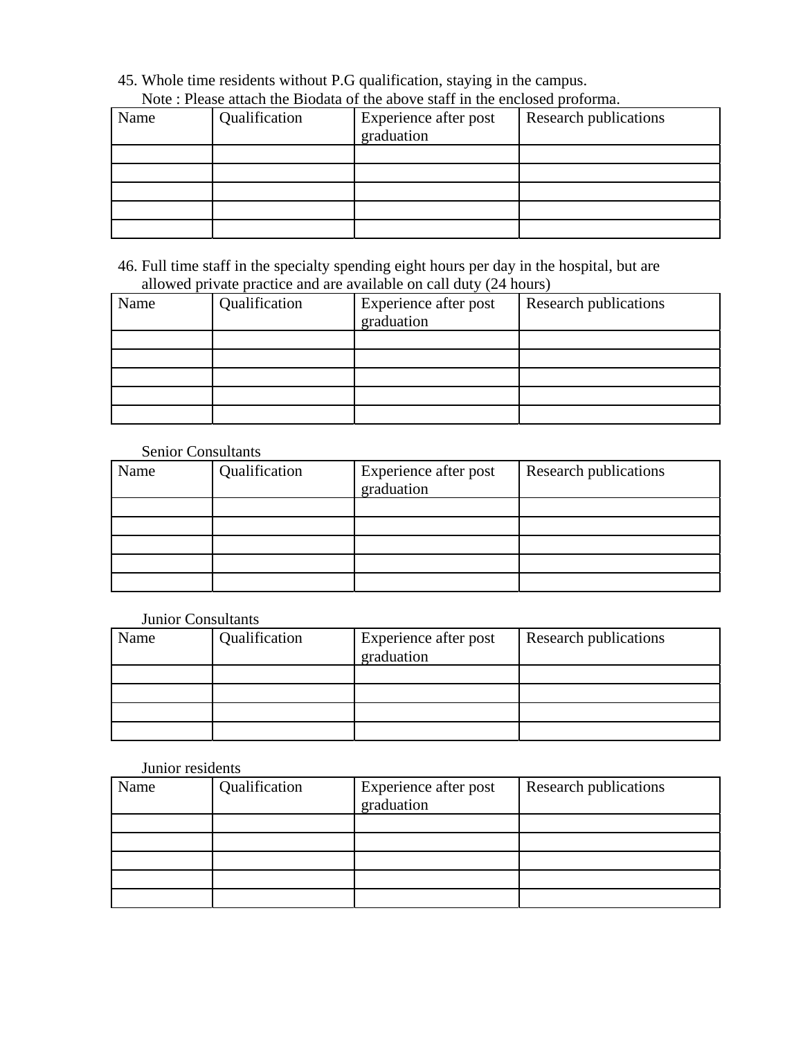45. Whole time residents without P.G qualification, staying in the campus.
    Note : Please attach the Biodata of the above staff in the enclosed proforma.

| Name | Qualification | Experience after post graduation | Research publications |
| --- | --- | --- | --- |
| | | | |
| | | | |
| | | | |
| | | | |
| | | | |

46. Full time staff in the specialty spending eight hours per day in the hospital, but are allowed private practice and are available on call duty (24 hours)

| Name | Qualification | Experience after post graduation | Research publications |
| --- | --- | --- | --- |
| | | | |
| | | | |
| | | | |
| | | | |
| | | | |

Senior Consultants

| Name | Qualification | Experience after post graduation | Research publications |
| --- | --- | --- | --- |
| | | | |
| | | | |
| | | | |
| | | | |
| | | | |

Junior Consultants

| Name | Qualification | Experience after post graduation | Research publications |
| --- | --- | --- | --- |
| | | | |
| | | | |
| | | | |
| | | | |

Junior residents

| Name | Qualification | Experience after post graduation | Research publications |
| --- | --- | --- | --- |
| | | | |
| | | | |
| | | | |
| | | | |
| | | | |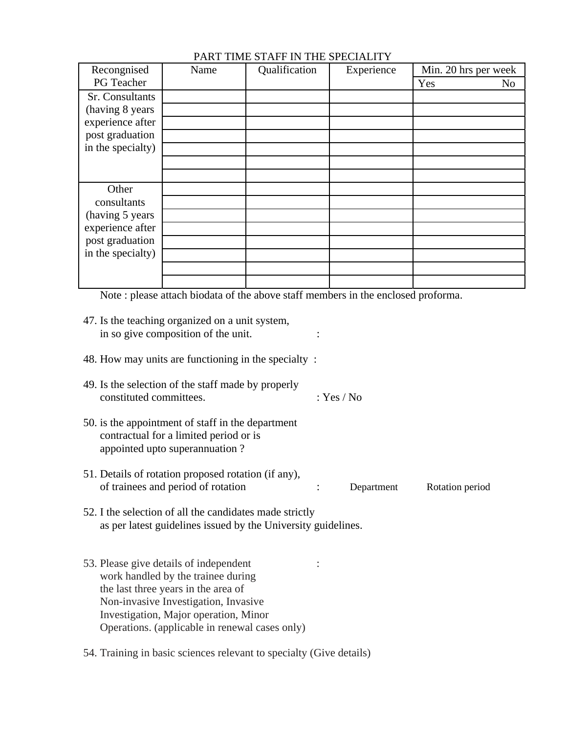PART TIME STAFF IN THE SPECIALITY

| Recongnised PG Teacher | Name | Qualification | Experience | Min. 20 hrs per week | |
|---|---|---|---|---|---|
| | | | | Yes | No |
| Sr. Consultants (having 8 years experience after post graduation in the specialty) | | | | | |
| | | | | | |
| | | | | | |
| | | | | | |
| | | | | | |
| | | | | | |
| | | | | | |
| Other consultants (having 5 years experience after post graduation in the specialty) | | | | | |
| | | | | | |
| | | | | | |
| | | | | | |
| | | | | | |
| | | | | | |
| | | | | | |
| | | | | | |

Note : please attach biodata of the above staff members in the enclosed proforma.

47. Is the teaching organized on a unit system, in so give composition of the unit. :

48. How may units are functioning in the specialty :

49. Is the selection of the staff made by properly constituted committees. : Yes / No

50. is the appointment of staff in the department contractual for a limited period or is appointed upto superannuation ?

51. Details of rotation proposed rotation (if any), of trainees and period of rotation : Department Rotation period

52. I the selection of all the candidates made strictly as per latest guidelines issued by the University guidelines.

53. Please give details of independent work handled by the trainee during the last three years in the area of Non-invasive Investigation, Invasive Investigation, Major operation, Minor Operations. (applicable in renewal cases only) :

54. Training in basic sciences relevant to specialty (Give details)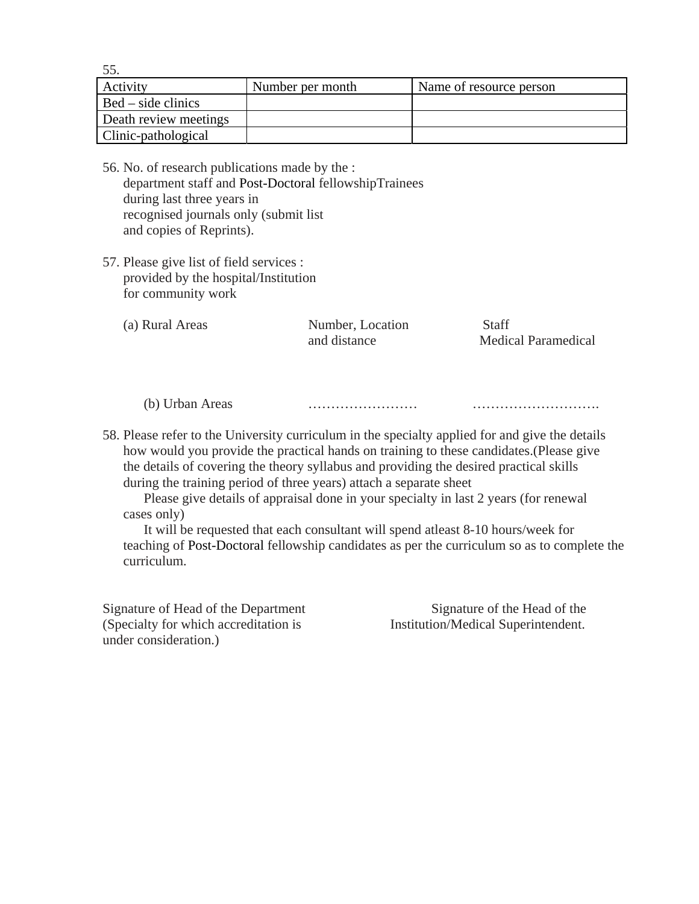55.

| Activity | Number per month | Name of resource person |
|---|---|---|
| Bed – side clinics | | |
| Death review meetings | | |
| Clinic-pathological | | |

56. No. of research publications made by the :
    department staff and Post-Doctoral fellowshipTrainees
    during last three years in
    recognised journals only (submit list
    and copies of Reprints).

57. Please give list of field services :
    provided by the hospital/Institution
    for community work

    (a) Rural Areas          Number, Location and distance          Staff Medical Paramedical

    (b) Urban Areas          ……………………          ……………………….

58. Please refer to the University curriculum in the specialty applied for and give the details how would you provide the practical hands on training to these candidates.(Please give the details of covering the theory syllabus and providing the desired practical skills during the training period of three years) attach a separate sheet

    Please give details of appraisal done in your specialty in last 2 years (for renewal cases only)

    It will be requested that each consultant will spend atleast 8-10 hours/week for teaching of Post-Doctoral fellowship candidates as per the curriculum so as to complete the curriculum.

Signature of Head of the Department
(Specialty for which accreditation is under consideration.)

Signature of the Head of the Institution/Medical Superintendent.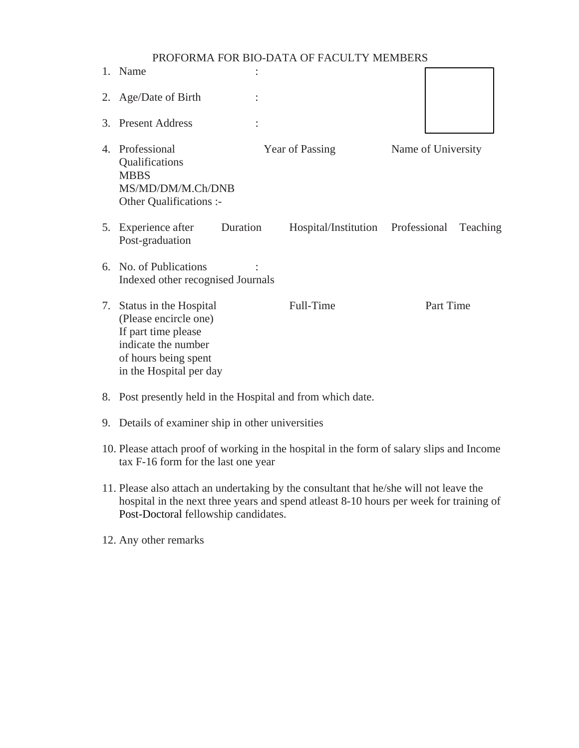# PROFORMA FOR BIO-DATA OF FACULTY MEMBERS

1. Name :

2. Age/Date of Birth :

3. Present Address :

4. Professional Qualifications

| | Year of Passing | Name of University |
|---|---|---|
| MBBS | | |
| MS/MD/DM/M.Ch/DNB | | |
| Other Qualifications :- | | |

5. Experience after Post-graduation

| Duration | Hospital/Institution | Professional | Teaching |
|---|---|---|---|
| | | | |

6. No. of Publications :
   Indexed other recognised Journals

7. Status in the Hospital (Please encircle one) &nbsp;&nbsp;&nbsp; Full-Time &nbsp;&nbsp;&nbsp; Part Time
   If part time please indicate the number of hours being spent in the Hospital per day

8. Post presently held in the Hospital and from which date.

9. Details of examiner ship in other universities

10. Please attach proof of working in the hospital in the form of salary slips and Income tax F-16 form for the last one year

11. Please also attach an undertaking by the consultant that he/she will not leave the hospital in the next three years and spend atleast 8-10 hours per week for training of Post-Doctoral fellowship candidates.

12. Any other remarks